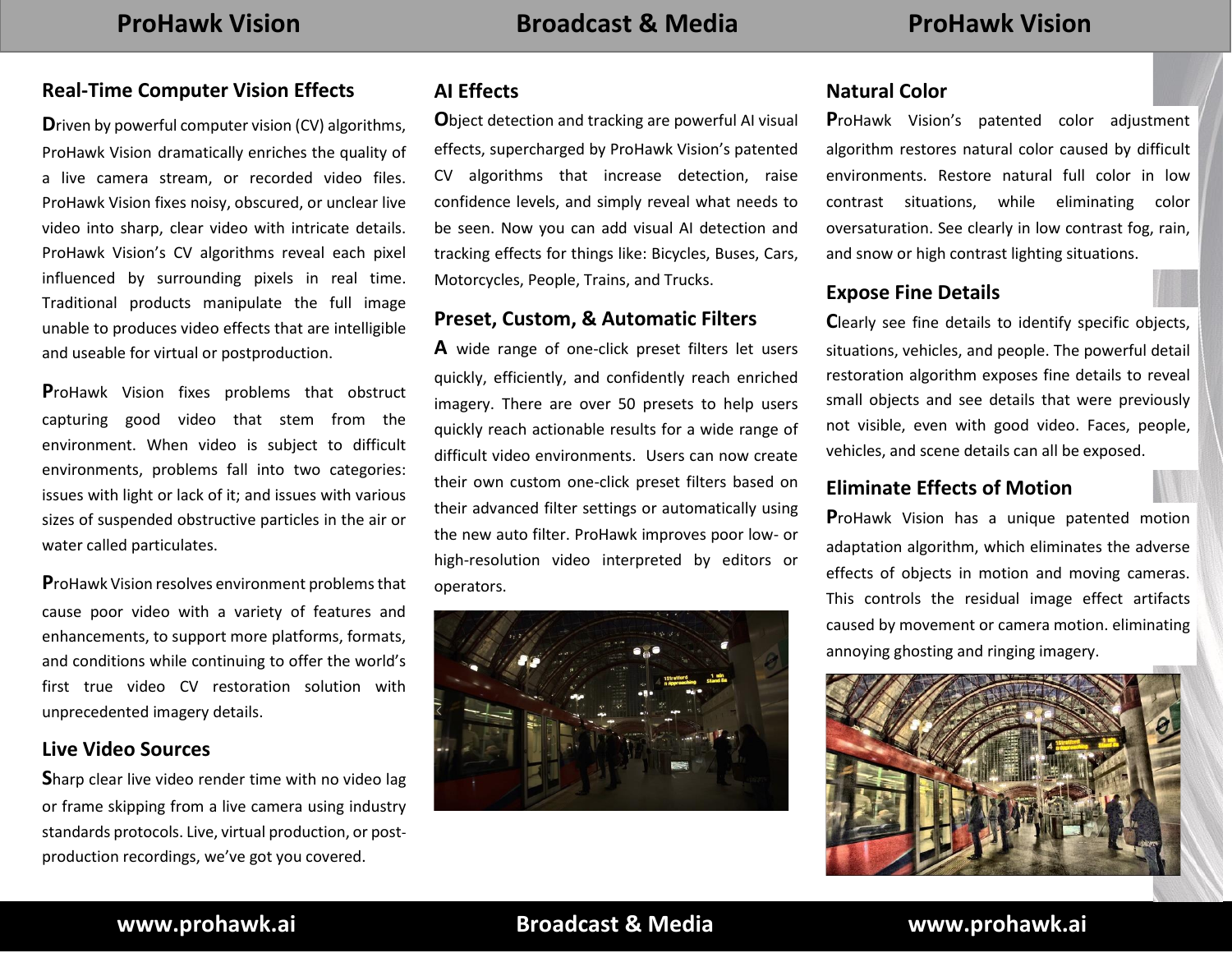## Real-Time Computer Vision Effects

Driven by powerful computer vision (CV) algorithms, ProHawk Vision dramatically enriches the quality of a live camera stream, or recorded video files. ProHawk Vision fixes noisy, obscured, or unclear live video into sharp, clear video with intricate details. ProHawk Vision's CV algorithms reveal each pixel influenced by surrounding pixels in real time. Traditional products manipulate the full image unable to produces video effects that are intelligible and useable for virtual or postproduction.

ProHawk Vision fixes problems that obstruct capturing good video that stem from the environment. When video is subject to difficult environments, problems fall into two categories: issues with light or lack of it; and issues with various sizes of suspended obstructive particles in the air or water called particulates.

ProHawk Vision resolves environment problems that cause poor video with a variety of features and enhancements, to support more platforms, formats, and conditions while continuing to offer the world's first true video CV restoration solution with unprecedented imagery details.

## Live Video Sources

Sharp clear live video render time with no video lag or frame skipping from a live camera using industry standards protocols. Live, virtual production, or post-production recordings, we've got you covered.

## AI Effects

Object detection and tracking are powerful AI visual effects, supercharged by ProHawk Vision's patented CV algorithms that increase detection, raise confidence levels, and simply reveal what needs to be seen. Now you can add visual AI detection and tracking effects for things like: Bicycles, Buses, Cars, Motorcycles, People, Trains, and Trucks.

## Preset, Custom, & Automatic Filters

A wide range of one-click preset filters let users quickly, efficiently, and confidently reach enriched imagery. There are over 50 presets to help users quickly reach actionable results for a wide range of difficult video environments. Users can now create their own custom one-click preset filters based on their advanced filter settings or automatically using the new auto filter. ProHawk improves poor low- or high-resolution video interpreted by editors or operators.

## Natural Color

ProHawk Vision's patented color adjustment algorithm restores natural color caused by difficult environments. Restore natural full color in low contrast situations, while eliminating color oversaturation. See clearly in low contrast fog, rain, and snow or high contrast lighting situations.

## Expose Fine Details

Clearly see fine details to identify specific objects, situations, vehicles, and people. The powerful detail restoration algorithm exposes fine details to reveal small objects and see details that were previously not visible, even with good video. Faces, people, vehicles, and scene details can all be exposed.

## Eliminate Effects of Motion

ProHawk Vision has a unique patented motion adaptation algorithm, which eliminates the adverse effects of objects in motion and moving cameras. This controls the residual image effect artifacts caused by movement or camera motion. eliminating annoying ghosting and ringing imagery.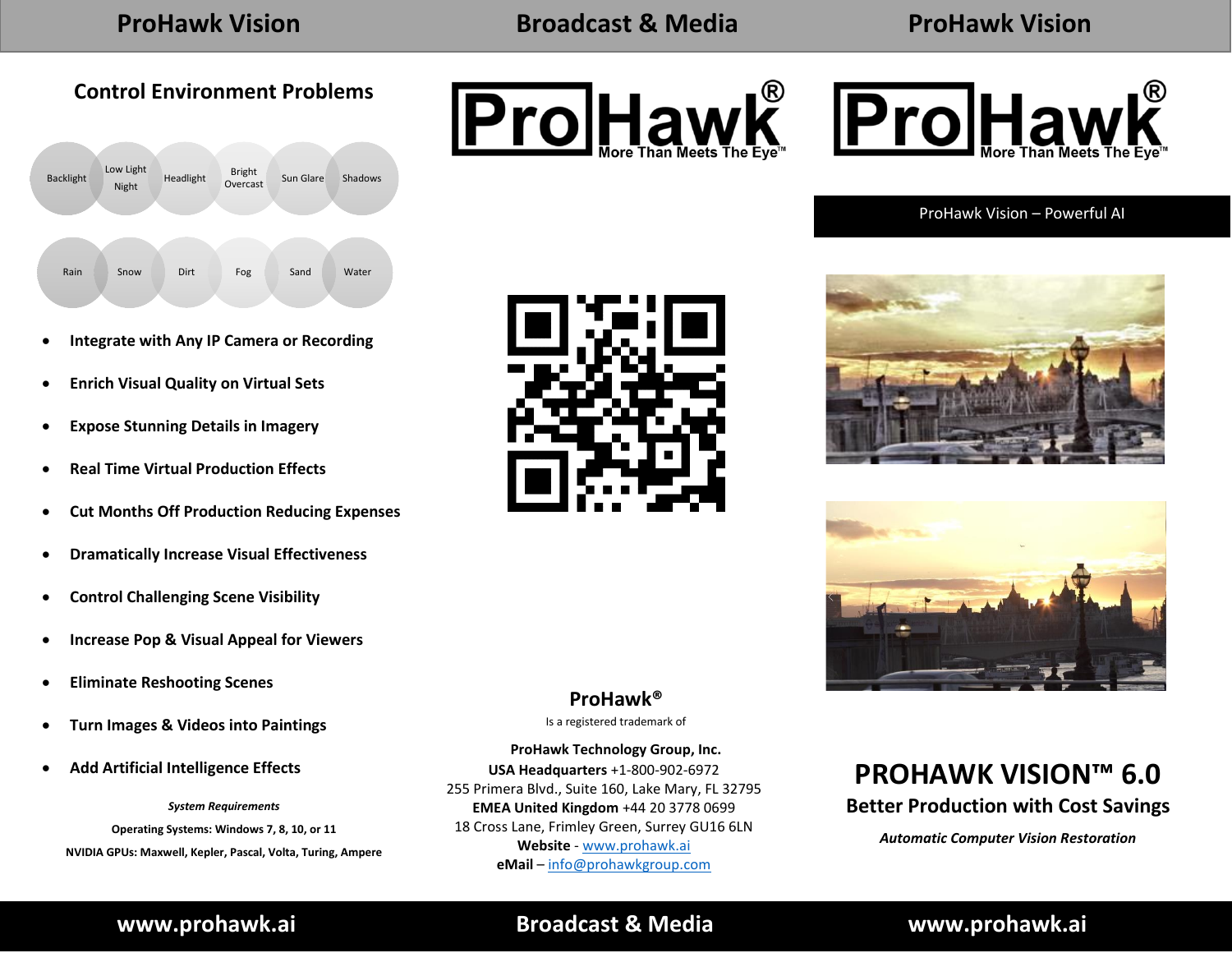## Control Environment Problems

Backlight
Low Light Night
Headlight
Bright Overcast
Sun Glare
Shadows

Rain
Snow
Dirt
Fog
Sand
Water

- **Integrate with Any IP Camera or Recording**
- **Enrich Visual Quality on Virtual Sets**
- **Expose Stunning Details in Imagery**
- **Real Time Virtual Production Effects**
- **Cut Months Off Production Reducing Expenses**
- **Dramatically Increase Visual Effectiveness**
- **Control Challenging Scene Visibility**
- **Increase Pop & Visual Appeal for Viewers**
- **Eliminate Reshooting Scenes**
- **Turn Images & Videos into Paintings**
- **Add Artificial Intelligence Effects**

***System Requirements***

**Operating Systems: Windows 7, 8, 10, or 11**

**NVIDIA GPUs: Maxwell, Kepler, Pascal, Volta, Turing, Ampere**

ProHawk® More Than Meets The Eye™

**ProHawk®**

Is a registered trademark of

**ProHawk Technology Group, Inc.**
**USA Headquarters** +1-800-902-6972
255 Primera Blvd., Suite 160, Lake Mary, FL 32795
**EMEA United Kingdom** +44 20 3778 0699
18 Cross Lane, Frimley Green, Surrey GU16 6LN
**Website** - www.prohawk.ai
**eMail** – info@prohawkgroup.com

ProHawk® More Than Meets The Eye™

ProHawk Vision – Powerful AI

# PROHAWK VISION™ 6.0

**Better Production with Cost Savings**

***Automatic Computer Vision Restoration***